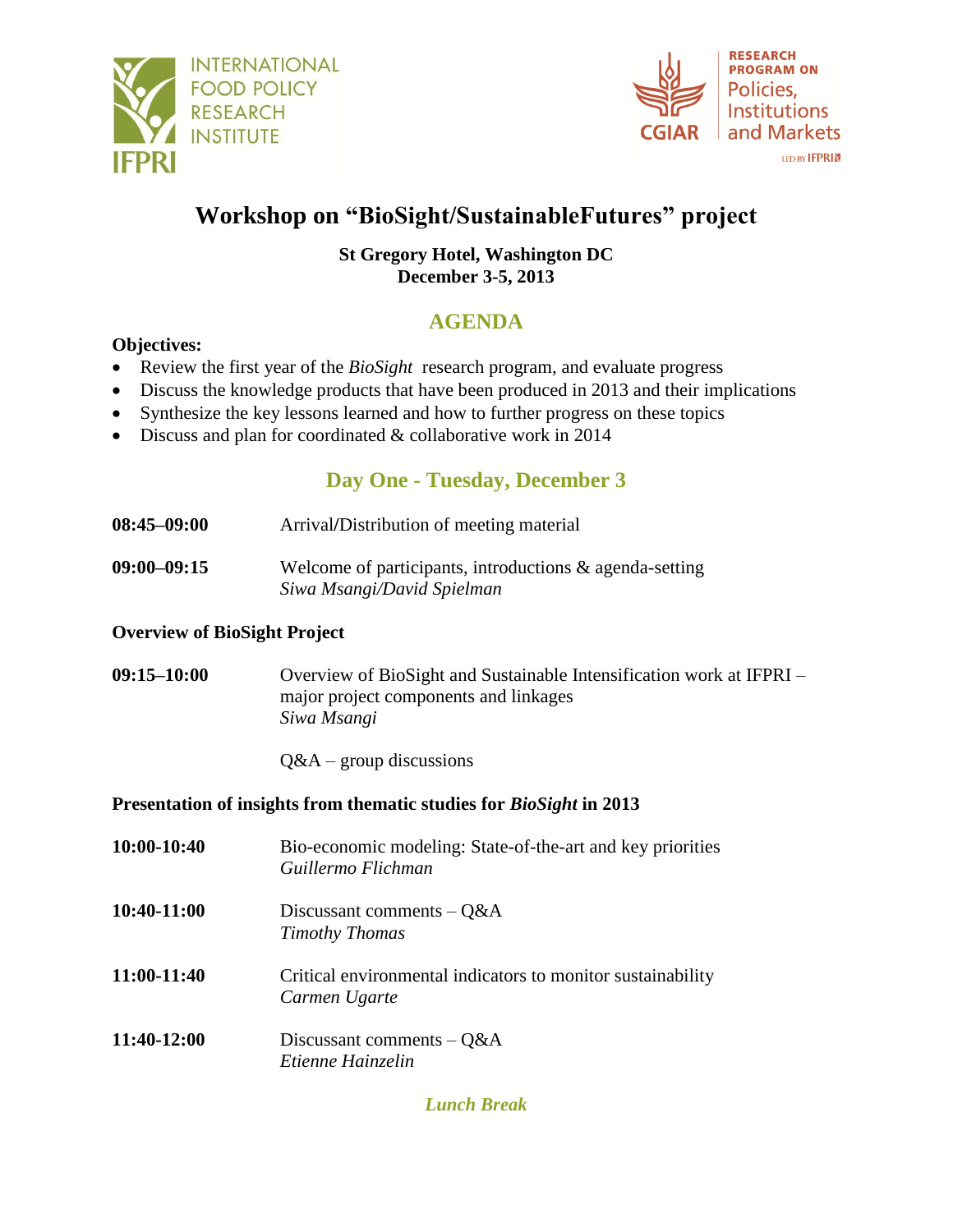INTERNATIONAL FOOD POLICY RESEARCH INSTITUTE

IFPRI

CGIAR RESEARCH PROGRAM ON Policies, Institutions and Markets

LED BY IFPRI

# Workshop on "BioSight/SustainableFutures" project

**St Gregory Hotel, Washington DC**
**December 3-5, 2013**

## AGENDA

**Objectives:**

- Review the first year of the *BioSight* research program, and evaluate progress
- Discuss the knowledge products that have been produced in 2013 and their implications
- Synthesize the key lessons learned and how to further progress on these topics
- Discuss and plan for coordinated & collaborative work in 2014

## Day One - Tuesday, December 3

**08:45–09:00** Arrival/Distribution of meeting material

**09:00–09:15** Welcome of participants, introductions & agenda-setting
*Siwa Msangi/David Spielman*

### Overview of BioSight Project

**09:15–10:00** Overview of BioSight and Sustainable Intensification work at IFPRI – major project components and linkages
*Siwa Msangi*

Q&A – group discussions

### Presentation of insights from thematic studies for *BioSight* in 2013

**10:00-10:40** Bio-economic modeling: State-of-the-art and key priorities
*Guillermo Flichman*

**10:40-11:00** Discussant comments – Q&A
*Timothy Thomas*

**11:00-11:40** Critical environmental indicators to monitor sustainability
*Carmen Ugarte*

**11:40-12:00** Discussant comments – Q&A
*Etienne Hainzelin*

*Lunch Break*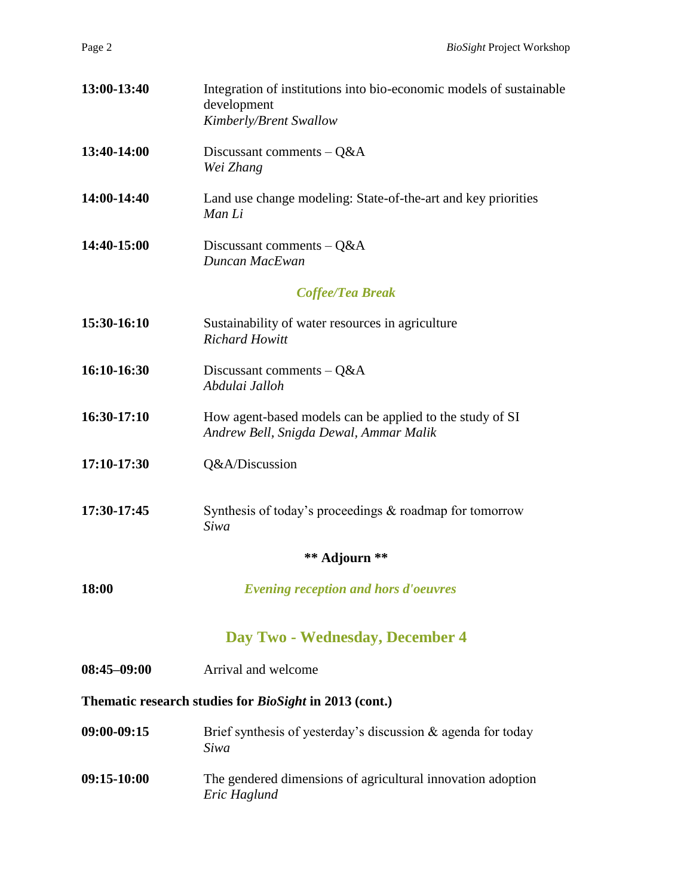| | |
|---|---|
| **13:00-13:40** | Integration of institutions into bio-economic models of sustainable development<br>*Kimberly/Brent Swallow* |
| **13:40-14:00** | Discussant comments – Q&A<br>*Wei Zhang* |
| **14:00-14:40** | Land use change modeling: State-of-the-art and key priorities<br>*Man Li* |
| **14:40-15:00** | Discussant comments – Q&A<br>*Duncan MacEwan* |

***Coffee/Tea Break***

| | |
|---|---|
| **15:30-16:10** | Sustainability of water resources in agriculture<br>*Richard Howitt* |
| **16:10-16:30** | Discussant comments – Q&A<br>*Abdulai Jalloh* |
| **16:30-17:10** | How agent-based models can be applied to the study of SI<br>*Andrew Bell, Snigda Dewal, Ammar Malik* |
| **17:10-17:30** | Q&A/Discussion |
| **17:30-17:45** | Synthesis of today's proceedings & roadmap for tomorrow<br>*Siwa* |

**\*\* Adjourn \*\***

**18:00** ***Evening reception and hors d'oeuvres***

## Day Two - Wednesday, December 4

**08:45–09:00** Arrival and welcome

**Thematic research studies for *BioSight* in 2013 (cont.)**

| | |
|---|---|
| **09:00-09:15** | Brief synthesis of yesterday's discussion & agenda for today<br>*Siwa* |
| **09:15-10:00** | The gendered dimensions of agricultural innovation adoption<br>*Eric Haglund* |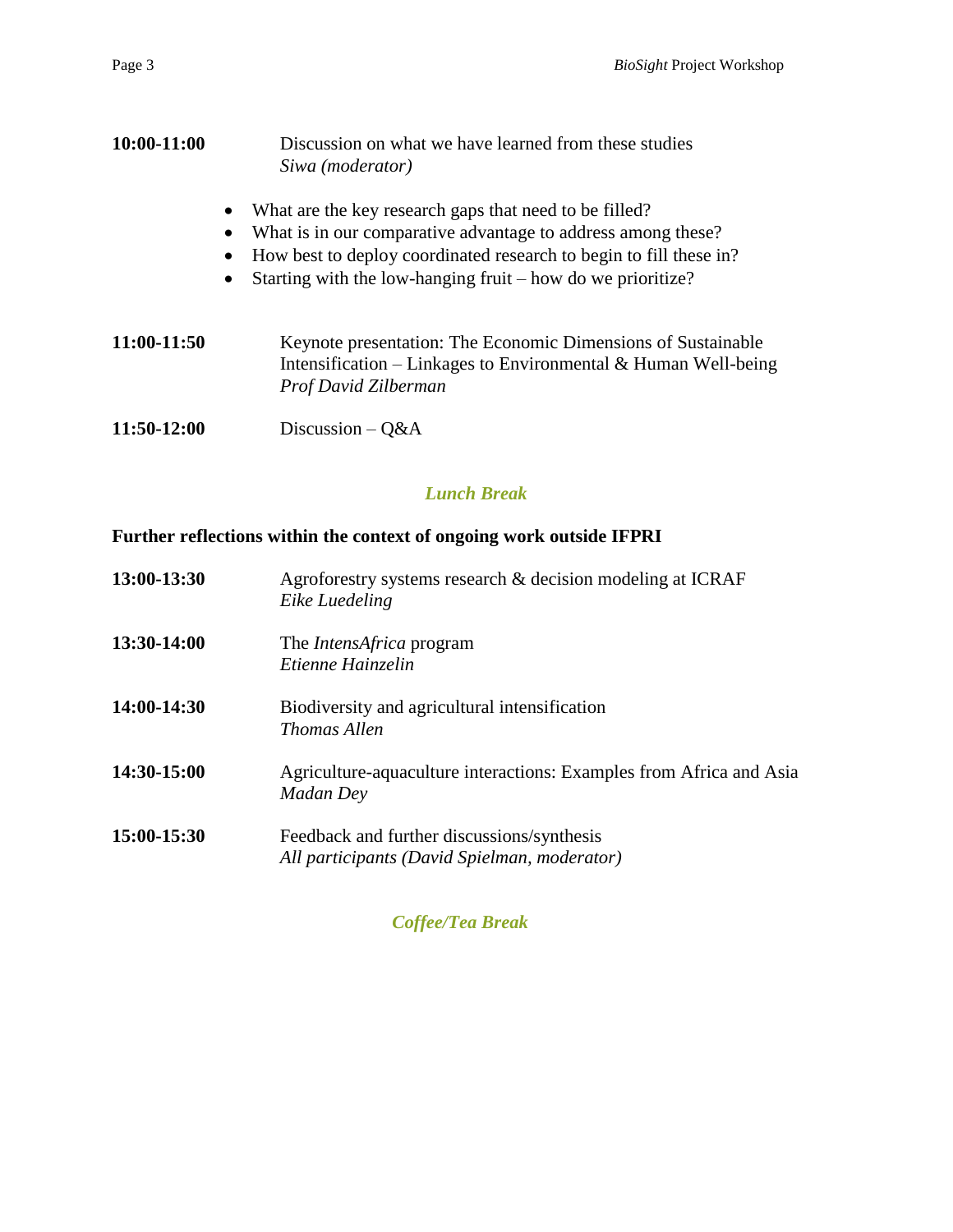**10:00-11:00** Discussion on what we have learned from these studies
*Siwa (moderator)*

- What are the key research gaps that need to be filled?
- What is in our comparative advantage to address among these?
- How best to deploy coordinated research to begin to fill these in?
- Starting with the low-hanging fruit – how do we prioritize?

**11:00-11:50** Keynote presentation: The Economic Dimensions of Sustainable Intensification – Linkages to Environmental & Human Well-being
*Prof David Zilberman*

**11:50-12:00** Discussion – Q&A

***Lunch Break***

**Further reflections within the context of ongoing work outside IFPRI**

**13:00-13:30** Agroforestry systems research & decision modeling at ICRAF
*Eike Luedeling*

**13:30-14:00** The *IntensAfrica* program
*Etienne Hainzelin*

**14:00-14:30** Biodiversity and agricultural intensification
*Thomas Allen*

**14:30-15:00** Agriculture-aquaculture interactions: Examples from Africa and Asia
*Madan Dey*

**15:00-15:30** Feedback and further discussions/synthesis
*All participants (David Spielman, moderator)*

***Coffee/Tea Break***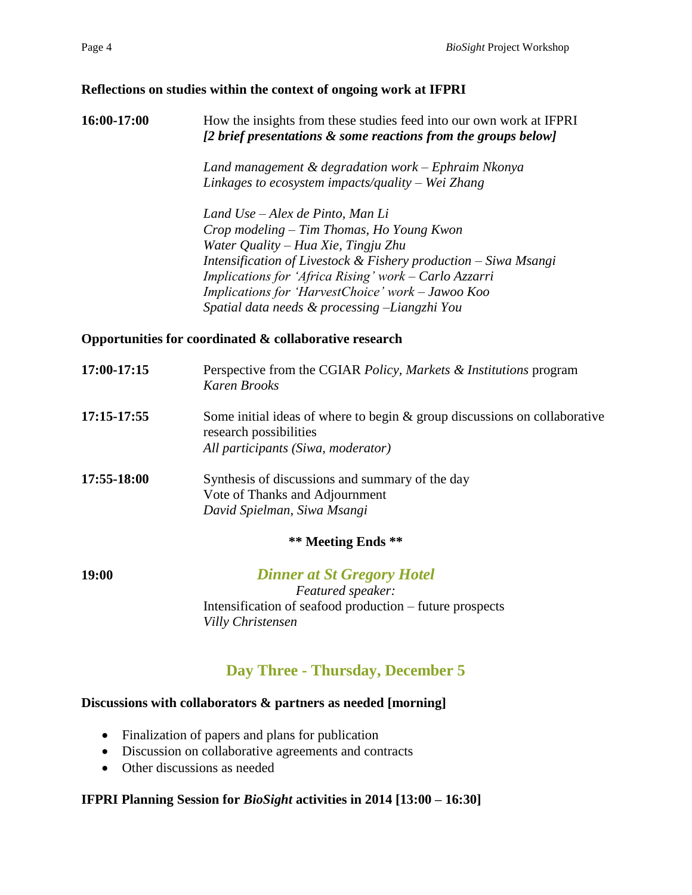**Reflections on studies within the context of ongoing work at IFPRI**

| | |
|---|---|
| **16:00-17:00** | How the insights from these studies feed into our own work at IFPRI<br>***[2 brief presentations & some reactions from the groups below]***<br><br>*Land management & degradation work – Ephraim Nkonya*<br>*Linkages to ecosystem impacts/quality – Wei Zhang*<br><br>*Land Use – Alex de Pinto, Man Li*<br>*Crop modeling – Tim Thomas, Ho Young Kwon*<br>*Water Quality – Hua Xie, Tingju Zhu*<br>*Intensification of Livestock & Fishery production – Siwa Msangi*<br>*Implications for 'Africa Rising' work – Carlo Azzarri*<br>*Implications for 'HarvestChoice' work – Jawoo Koo*<br>*Spatial data needs & processing –Liangzhi You* |

**Opportunities for coordinated & collaborative research**

| | |
|---|---|
| **17:00-17:15** | Perspective from the CGIAR *Policy, Markets & Institutions* program<br>*Karen Brooks* |
| **17:15-17:55** | Some initial ideas of where to begin & group discussions on collaborative research possibilities<br>*All participants (Siwa, moderator)* |
| **17:55-18:00** | Synthesis of discussions and summary of the day<br>Vote of Thanks and Adjournment<br>*David Spielman, Siwa Msangi* |

**\*\* Meeting Ends \*\***

| | |
|---|---|
| **19:00** | ***Dinner at St Gregory Hotel***<br>*Featured speaker:*<br>Intensification of seafood production – future prospects<br>*Villy Christensen* |

## Day Three - Thursday, December 5

**Discussions with collaborators & partners as needed [morning]**

- Finalization of papers and plans for publication
- Discussion on collaborative agreements and contracts
- Other discussions as needed

**IFPRI Planning Session for *BioSight* activities in 2014 [13:00 – 16:30]**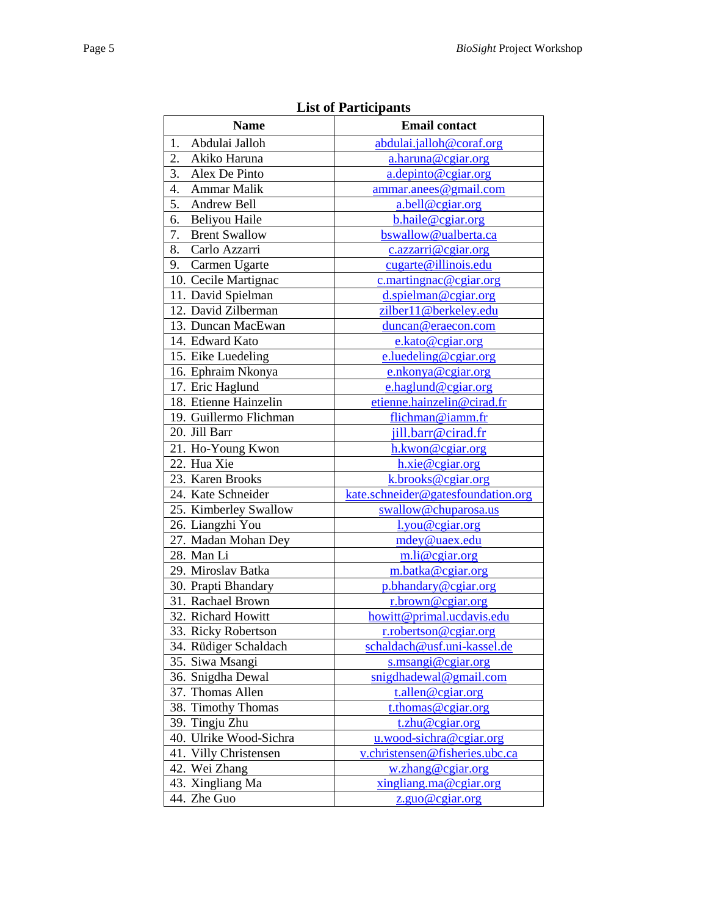**List of Participants**

| Name | Email contact |
|---|---|
| 1. Abdulai Jalloh | abdulai.jalloh@coraf.org |
| 2. Akiko Haruna | a.haruna@cgiar.org |
| 3. Alex De Pinto | a.depinto@cgiar.org |
| 4. Ammar Malik | ammar.anees@gmail.com |
| 5. Andrew Bell | a.bell@cgiar.org |
| 6. Beliyou Haile | b.haile@cgiar.org |
| 7. Brent Swallow | bswallow@ualberta.ca |
| 8. Carlo Azzarri | c.azzarri@cgiar.org |
| 9. Carmen Ugarte | cugarte@illinois.edu |
| 10. Cecile Martignac | c.martingnac@cgiar.org |
| 11. David Spielman | d.spielman@cgiar.org |
| 12. David Zilberman | zilber11@berkeley.edu |
| 13. Duncan MacEwan | duncan@eraecon.com |
| 14. Edward Kato | e.kato@cgiar.org |
| 15. Eike Luedeling | e.luedeling@cgiar.org |
| 16. Ephraim Nkonya | e.nkonya@cgiar.org |
| 17. Eric Haglund | e.haglund@cgiar.org |
| 18. Etienne Hainzelin | etienne.hainzelin@cirad.fr |
| 19. Guillermo Flichman | flichman@iamm.fr |
| 20. Jill Barr | jill.barr@cirad.fr |
| 21. Ho-Young Kwon | h.kwon@cgiar.org |
| 22. Hua Xie | h.xie@cgiar.org |
| 23. Karen Brooks | k.brooks@cgiar.org |
| 24. Kate Schneider | kate.schneider@gatesfoundation.org |
| 25. Kimberley Swallow | swallow@chuparosa.us |
| 26. Liangzhi You | l.you@cgiar.org |
| 27. Madan Mohan Dey | mdey@uaex.edu |
| 28. Man Li | m.li@cgiar.org |
| 29. Miroslav Batka | m.batka@cgiar.org |
| 30. Prapti Bhandary | p.bhandary@cgiar.org |
| 31. Rachael Brown | r.brown@cgiar.org |
| 32. Richard Howitt | howitt@primal.ucdavis.edu |
| 33. Ricky Robertson | r.robertson@cgiar.org |
| 34. Rüdiger Schaldach | schaldach@usf.uni-kassel.de |
| 35. Siwa Msangi | s.msangi@cgiar.org |
| 36. Snigdha Dewal | snigdhadewal@gmail.com |
| 37. Thomas Allen | t.allen@cgiar.org |
| 38. Timothy Thomas | t.thomas@cgiar.org |
| 39. Tingju Zhu | t.zhu@cgiar.org |
| 40. Ulrike Wood-Sichra | u.wood-sichra@cgiar.org |
| 41. Villy Christensen | v.christensen@fisheries.ubc.ca |
| 42. Wei Zhang | w.zhang@cgiar.org |
| 43. Xingliang Ma | xingliang.ma@cgiar.org |
| 44. Zhe Guo | z.guo@cgiar.org |